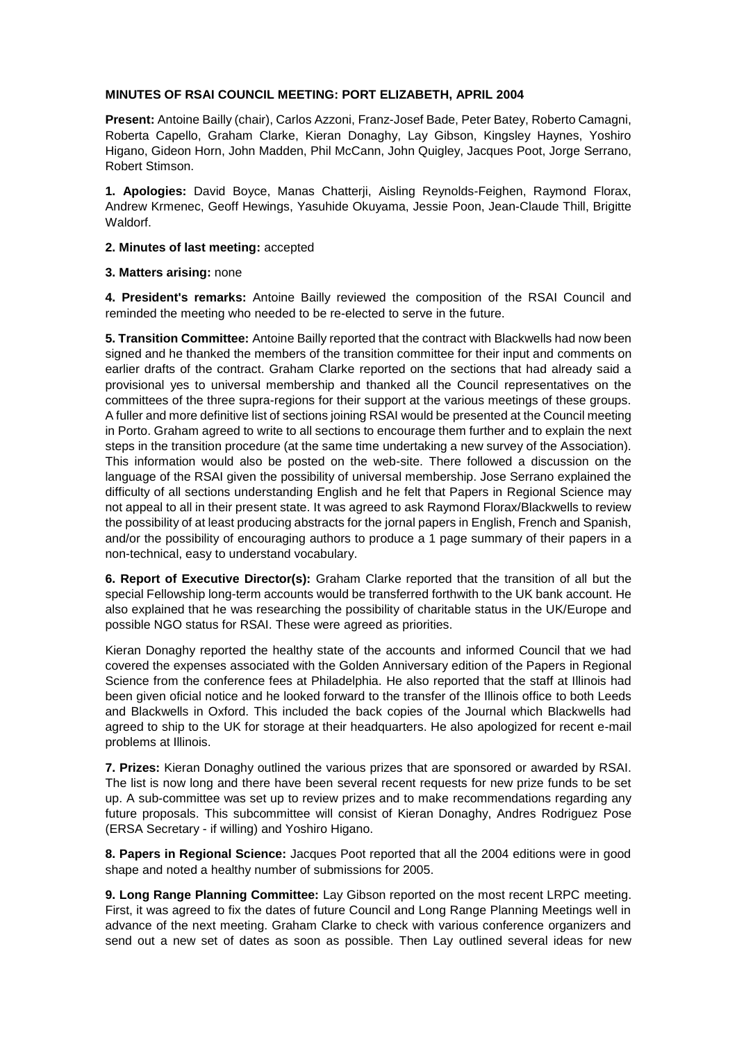**MINUTES OF RSAI COUNCIL MEETING: PORT ELIZABETH, APRIL 2004**

**Present:** Antoine Bailly (chair), Carlos Azzoni, Franz-Josef Bade, Peter Batey, Roberto Camagni, Roberta Capello, Graham Clarke, Kieran Donaghy, Lay Gibson, Kingsley Haynes, Yoshiro Higano, Gideon Horn, John Madden, Phil McCann, John Quigley, Jacques Poot, Jorge Serrano, Robert Stimson.

**1. Apologies:** David Boyce, Manas Chatterji, Aisling Reynolds-Feighen, Raymond Florax, Andrew Krmenec, Geoff Hewings, Yasuhide Okuyama, Jessie Poon, Jean-Claude Thill, Brigitte Waldorf.

**2. Minutes of last meeting:** accepted

**3. Matters arising:** none

**4. President's remarks:** Antoine Bailly reviewed the composition of the RSAI Council and reminded the meeting who needed to be re-elected to serve in the future.

**5. Transition Committee:** Antoine Bailly reported that the contract with Blackwells had now been signed and he thanked the members of the transition committee for their input and comments on earlier drafts of the contract. Graham Clarke reported on the sections that had already said a provisional yes to universal membership and thanked all the Council representatives on the committees of the three supra-regions for their support at the various meetings of these groups. A fuller and more definitive list of sections joining RSAI would be presented at the Council meeting in Porto. Graham agreed to write to all sections to encourage them further and to explain the next steps in the transition procedure (at the same time undertaking a new survey of the Association). This information would also be posted on the web-site. There followed a discussion on the language of the RSAI given the possibility of universal membership. Jose Serrano explained the difficulty of all sections understanding English and he felt that Papers in Regional Science may not appeal to all in their present state. It was agreed to ask Raymond Florax/Blackwells to review the possibility of at least producing abstracts for the jornal papers in English, French and Spanish, and/or the possibility of encouraging authors to produce a 1 page summary of their papers in a non-technical, easy to understand vocabulary.

**6. Report of Executive Director(s):** Graham Clarke reported that the transition of all but the special Fellowship long-term accounts would be transferred forthwith to the UK bank account. He also explained that he was researching the possibility of charitable status in the UK/Europe and possible NGO status for RSAI. These were agreed as priorities.

Kieran Donaghy reported the healthy state of the accounts and informed Council that we had covered the expenses associated with the Golden Anniversary edition of the Papers in Regional Science from the conference fees at Philadelphia. He also reported that the staff at Illinois had been given oficial notice and he looked forward to the transfer of the Illinois office to both Leeds and Blackwells in Oxford. This included the back copies of the Journal which Blackwells had agreed to ship to the UK for storage at their headquarters. He also apologized for recent e-mail problems at Illinois.

**7. Prizes:** Kieran Donaghy outlined the various prizes that are sponsored or awarded by RSAI. The list is now long and there have been several recent requests for new prize funds to be set up. A sub-committee was set up to review prizes and to make recommendations regarding any future proposals. This subcommittee will consist of Kieran Donaghy, Andres Rodriguez Pose (ERSA Secretary - if willing) and Yoshiro Higano.

**8. Papers in Regional Science:** Jacques Poot reported that all the 2004 editions were in good shape and noted a healthy number of submissions for 2005.

**9. Long Range Planning Committee:** Lay Gibson reported on the most recent LRPC meeting. First, it was agreed to fix the dates of future Council and Long Range Planning Meetings well in advance of the next meeting. Graham Clarke to check with various conference organizers and send out a new set of dates as soon as possible. Then Lay outlined several ideas for new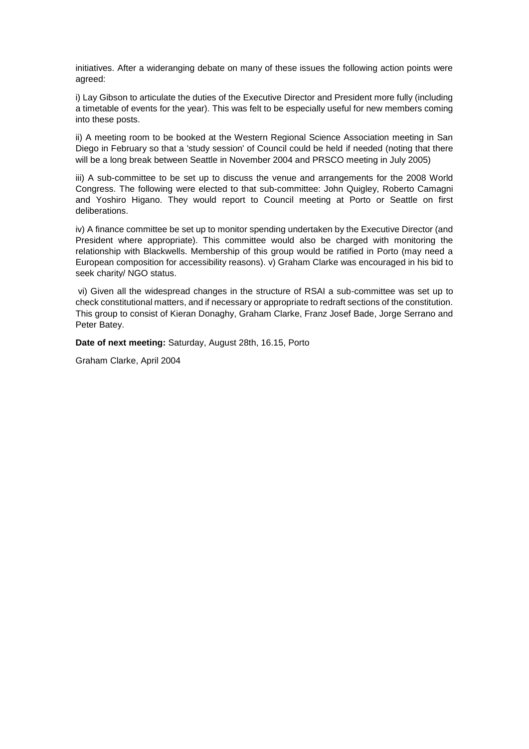initiatives. After a wideranging debate on many of these issues the following action points were agreed:

i) Lay Gibson to articulate the duties of the Executive Director and President more fully (including a timetable of events for the year). This was felt to be especially useful for new members coming into these posts.

ii) A meeting room to be booked at the Western Regional Science Association meeting in San Diego in February so that a 'study session' of Council could be held if needed (noting that there will be a long break between Seattle in November 2004 and PRSCO meeting in July 2005)

iii) A sub-committee to be set up to discuss the venue and arrangements for the 2008 World Congress. The following were elected to that sub-committee: John Quigley, Roberto Camagni and Yoshiro Higano. They would report to Council meeting at Porto or Seattle on first deliberations.

iv) A finance committee be set up to monitor spending undertaken by the Executive Director (and President where appropriate). This committee would also be charged with monitoring the relationship with Blackwells. Membership of this group would be ratified in Porto (may need a European composition for accessibility reasons). v) Graham Clarke was encouraged in his bid to seek charity/ NGO status.

vi) Given all the widespread changes in the structure of RSAI a sub-committee was set up to check constitutional matters, and if necessary or appropriate to redraft sections of the constitution. This group to consist of Kieran Donaghy, Graham Clarke, Franz Josef Bade, Jorge Serrano and Peter Batey.

**Date of next meeting:** Saturday, August 28th, 16.15, Porto

Graham Clarke, April 2004